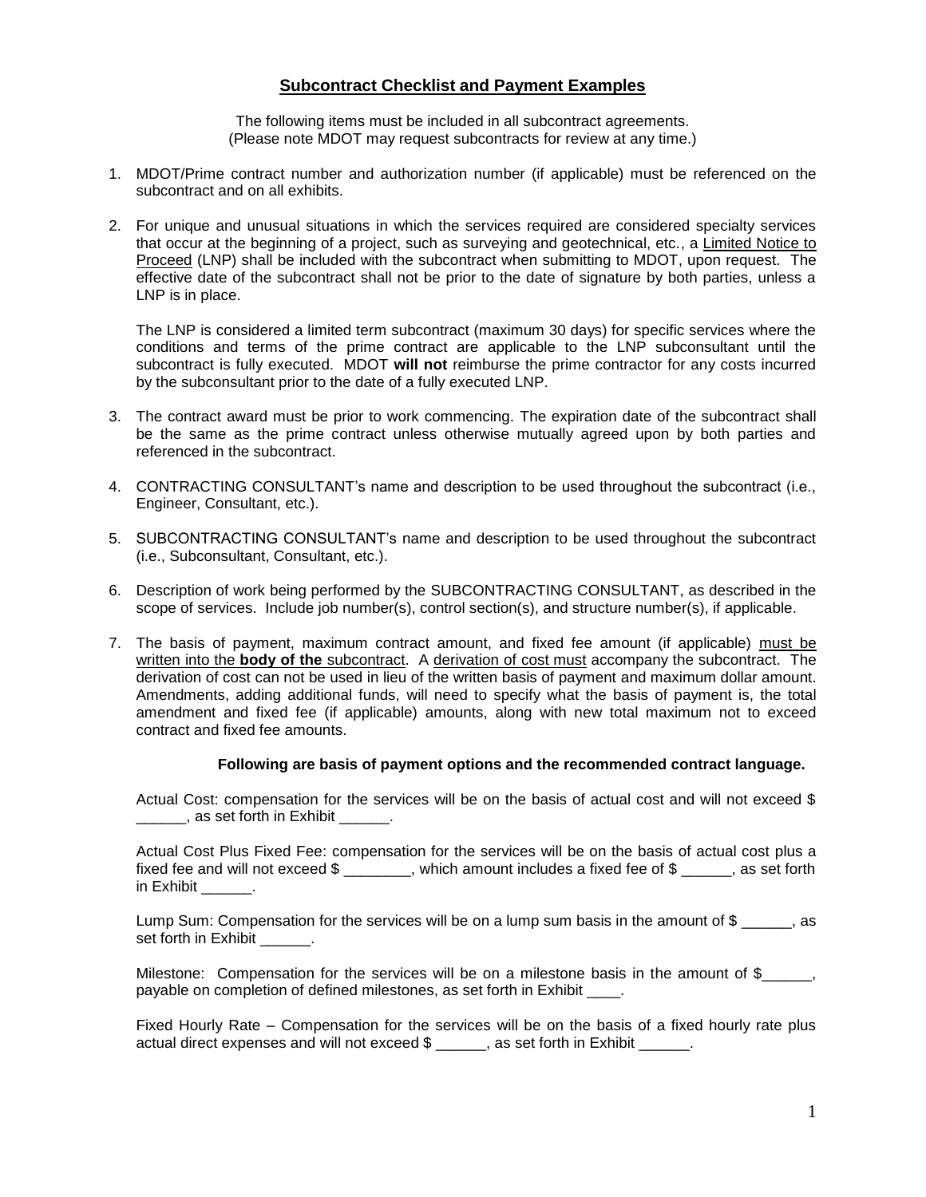# Subcontract Checklist and Payment Examples

The following items must be included in all subcontract agreements.
(Please note MDOT may request subcontracts for review at any time.)

1. MDOT/Prime contract number and authorization number (if applicable) must be referenced on the subcontract and on all exhibits.

2. For unique and unusual situations in which the services required are considered specialty services that occur at the beginning of a project, such as surveying and geotechnical, etc., a Limited Notice to Proceed (LNP) shall be included with the subcontract when submitting to MDOT, upon request. The effective date of the subcontract shall not be prior to the date of signature by both parties, unless a LNP is in place.

   The LNP is considered a limited term subcontract (maximum 30 days) for specific services where the conditions and terms of the prime contract are applicable to the LNP subconsultant until the subcontract is fully executed. MDOT **will not** reimburse the prime contractor for any costs incurred by the subconsultant prior to the date of a fully executed LNP.

3. The contract award must be prior to work commencing. The expiration date of the subcontract shall be the same as the prime contract unless otherwise mutually agreed upon by both parties and referenced in the subcontract.

4. CONTRACTING CONSULTANT's name and description to be used throughout the subcontract (i.e., Engineer, Consultant, etc.).

5. SUBCONTRACTING CONSULTANT's name and description to be used throughout the subcontract (i.e., Subconsultant, Consultant, etc.).

6. Description of work being performed by the SUBCONTRACTING CONSULTANT, as described in the scope of services. Include job number(s), control section(s), and structure number(s), if applicable.

7. The basis of payment, maximum contract amount, and fixed fee amount (if applicable) must be written into the **body of the** subcontract. A derivation of cost must accompany the subcontract. The derivation of cost can not be used in lieu of the written basis of payment and maximum dollar amount. Amendments, adding additional funds, will need to specify what the basis of payment is, the total amendment and fixed fee (if applicable) amounts, along with new total maximum not to exceed contract and fixed fee amounts.

   **Following are basis of payment options and the recommended contract language.**

   Actual Cost: compensation for the services will be on the basis of actual cost and will not exceed $ ______, as set forth in Exhibit ______.

   Actual Cost Plus Fixed Fee: compensation for the services will be on the basis of actual cost plus a fixed fee and will not exceed $ ________, which amount includes a fixed fee of $ ______, as set forth in Exhibit ______.

   Lump Sum: Compensation for the services will be on a lump sum basis in the amount of $ ______, as set forth in Exhibit ______.

   Milestone: Compensation for the services will be on a milestone basis in the amount of $______, payable on completion of defined milestones, as set forth in Exhibit ____.

   Fixed Hourly Rate – Compensation for the services will be on the basis of a fixed hourly rate plus actual direct expenses and will not exceed $ ______, as set forth in Exhibit ______.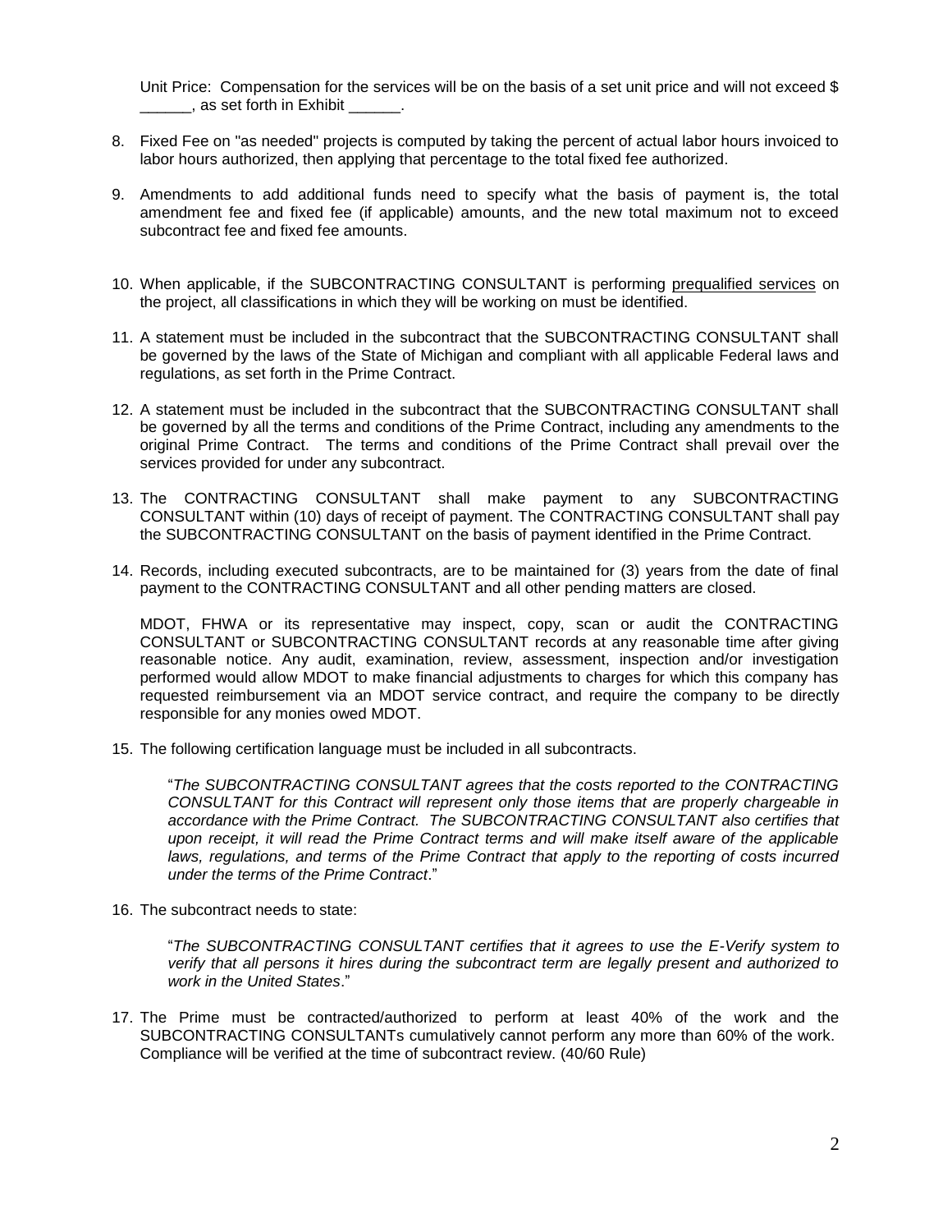Unit Price: Compensation for the services will be on the basis of a set unit price and will not exceed $ ______, as set forth in Exhibit ______.

8. Fixed Fee on "as needed" projects is computed by taking the percent of actual labor hours invoiced to labor hours authorized, then applying that percentage to the total fixed fee authorized.

9. Amendments to add additional funds need to specify what the basis of payment is, the total amendment fee and fixed fee (if applicable) amounts, and the new total maximum not to exceed subcontract fee and fixed fee amounts.

10. When applicable, if the SUBCONTRACTING CONSULTANT is performing prequalified services on the project, all classifications in which they will be working on must be identified.

11. A statement must be included in the subcontract that the SUBCONTRACTING CONSULTANT shall be governed by the laws of the State of Michigan and compliant with all applicable Federal laws and regulations, as set forth in the Prime Contract.

12. A statement must be included in the subcontract that the SUBCONTRACTING CONSULTANT shall be governed by all the terms and conditions of the Prime Contract, including any amendments to the original Prime Contract. The terms and conditions of the Prime Contract shall prevail over the services provided for under any subcontract.

13. The CONTRACTING CONSULTANT shall make payment to any SUBCONTRACTING CONSULTANT within (10) days of receipt of payment. The CONTRACTING CONSULTANT shall pay the SUBCONTRACTING CONSULTANT on the basis of payment identified in the Prime Contract.

14. Records, including executed subcontracts, are to be maintained for (3) years from the date of final payment to the CONTRACTING CONSULTANT and all other pending matters are closed.

    MDOT, FHWA or its representative may inspect, copy, scan or audit the CONTRACTING CONSULTANT or SUBCONTRACTING CONSULTANT records at any reasonable time after giving reasonable notice. Any audit, examination, review, assessment, inspection and/or investigation performed would allow MDOT to make financial adjustments to charges for which this company has requested reimbursement via an MDOT service contract, and require the company to be directly responsible for any monies owed MDOT.

15. The following certification language must be included in all subcontracts.

    "*The SUBCONTRACTING CONSULTANT agrees that the costs reported to the CONTRACTING CONSULTANT for this Contract will represent only those items that are properly chargeable in accordance with the Prime Contract. The SUBCONTRACTING CONSULTANT also certifies that upon receipt, it will read the Prime Contract terms and will make itself aware of the applicable laws, regulations, and terms of the Prime Contract that apply to the reporting of costs incurred under the terms of the Prime Contract*."

16. The subcontract needs to state:

    "*The SUBCONTRACTING CONSULTANT certifies that it agrees to use the E-Verify system to verify that all persons it hires during the subcontract term are legally present and authorized to work in the United States*."

17. The Prime must be contracted/authorized to perform at least 40% of the work and the SUBCONTRACTING CONSULTANTs cumulatively cannot perform any more than 60% of the work. Compliance will be verified at the time of subcontract review. (40/60 Rule)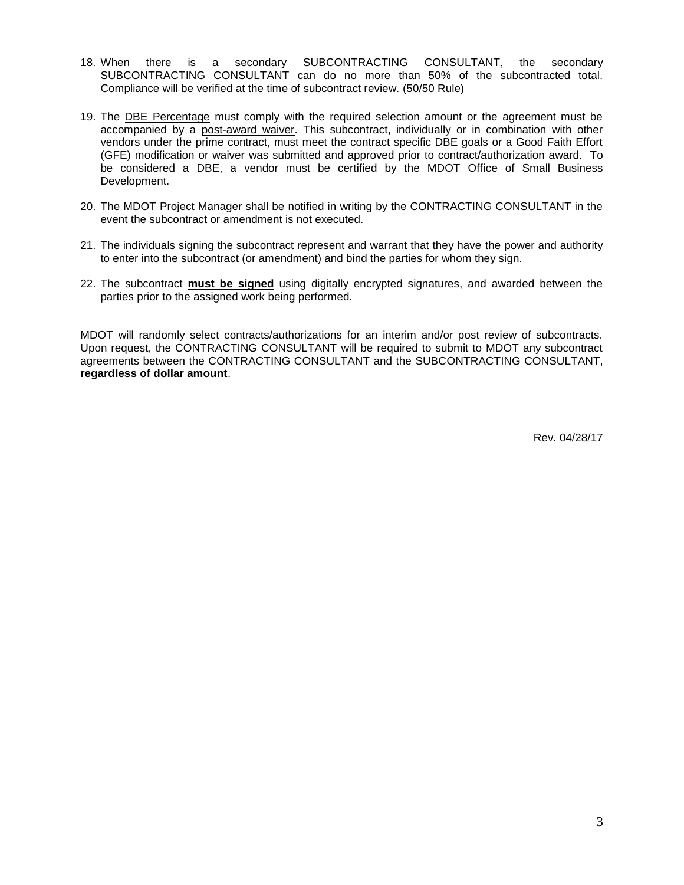18. When there is a secondary SUBCONTRACTING CONSULTANT, the secondary SUBCONTRACTING CONSULTANT can do no more than 50% of the subcontracted total. Compliance will be verified at the time of subcontract review. (50/50 Rule)

19. The DBE Percentage must comply with the required selection amount or the agreement must be accompanied by a post-award waiver. This subcontract, individually or in combination with other vendors under the prime contract, must meet the contract specific DBE goals or a Good Faith Effort (GFE) modification or waiver was submitted and approved prior to contract/authorization award. To be considered a DBE, a vendor must be certified by the MDOT Office of Small Business Development.

20. The MDOT Project Manager shall be notified in writing by the CONTRACTING CONSULTANT in the event the subcontract or amendment is not executed.

21. The individuals signing the subcontract represent and warrant that they have the power and authority to enter into the subcontract (or amendment) and bind the parties for whom they sign.

22. The subcontract **must be signed** using digitally encrypted signatures, and awarded between the parties prior to the assigned work being performed.

MDOT will randomly select contracts/authorizations for an interim and/or post review of subcontracts. Upon request, the CONTRACTING CONSULTANT will be required to submit to MDOT any subcontract agreements between the CONTRACTING CONSULTANT and the SUBCONTRACTING CONSULTANT, **regardless of dollar amount**.

Rev. 04/28/17